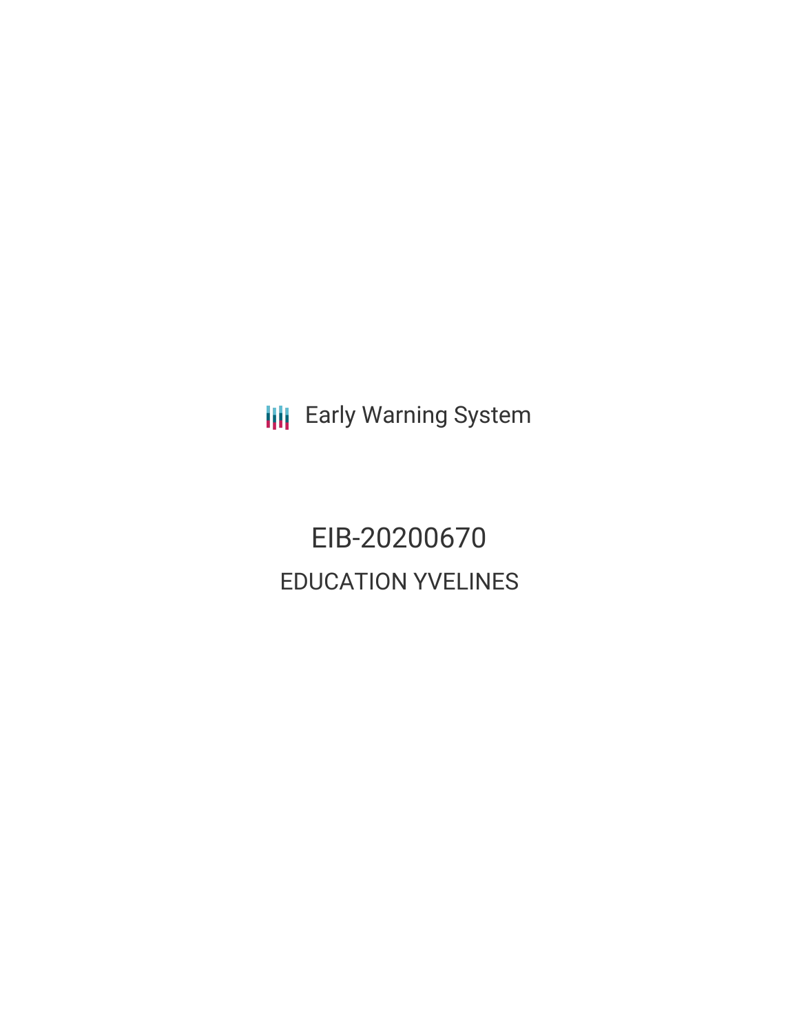Early Warning System

# EIB-20200670

## EDUCATION YVELINES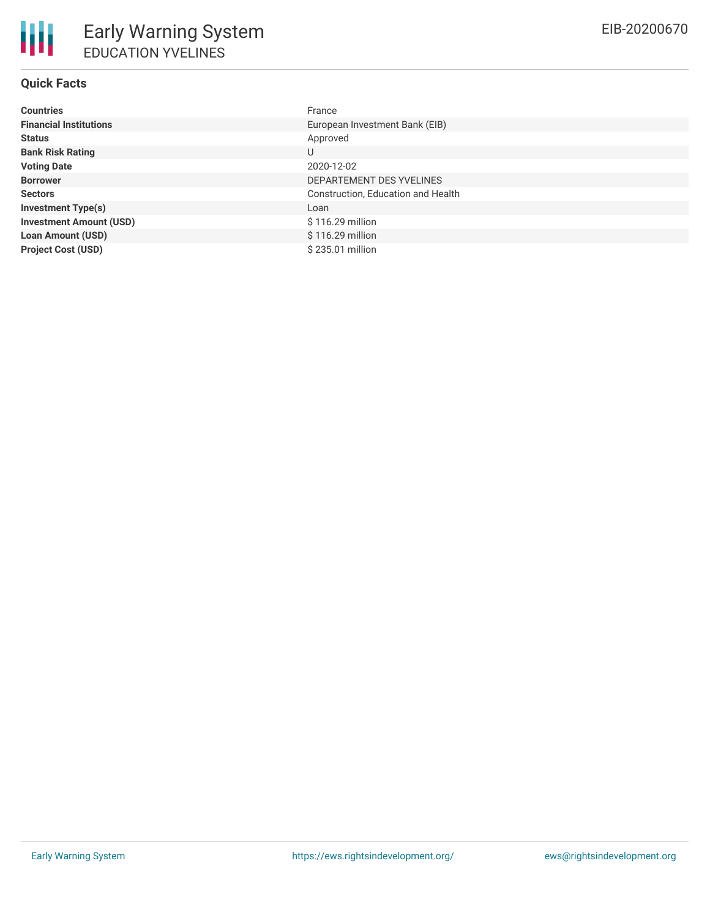# Early Warning System

## EDUCATION YVELINES

EIB-20200670

### Quick Facts

| | |
|---|---|
| **Countries** | France |
| **Financial Institutions** | European Investment Bank (EIB) |
| **Status** | Approved |
| **Bank Risk Rating** | U |
| **Voting Date** | 2020-12-02 |
| **Borrower** | DEPARTEMENT DES YVELINES |
| **Sectors** | Construction, Education and Health |
| **Investment Type(s)** | Loan |
| **Investment Amount (USD)** | $ 116.29 million |
| **Loan Amount (USD)** | $ 116.29 million |
| **Project Cost (USD)** | $ 235.01 million |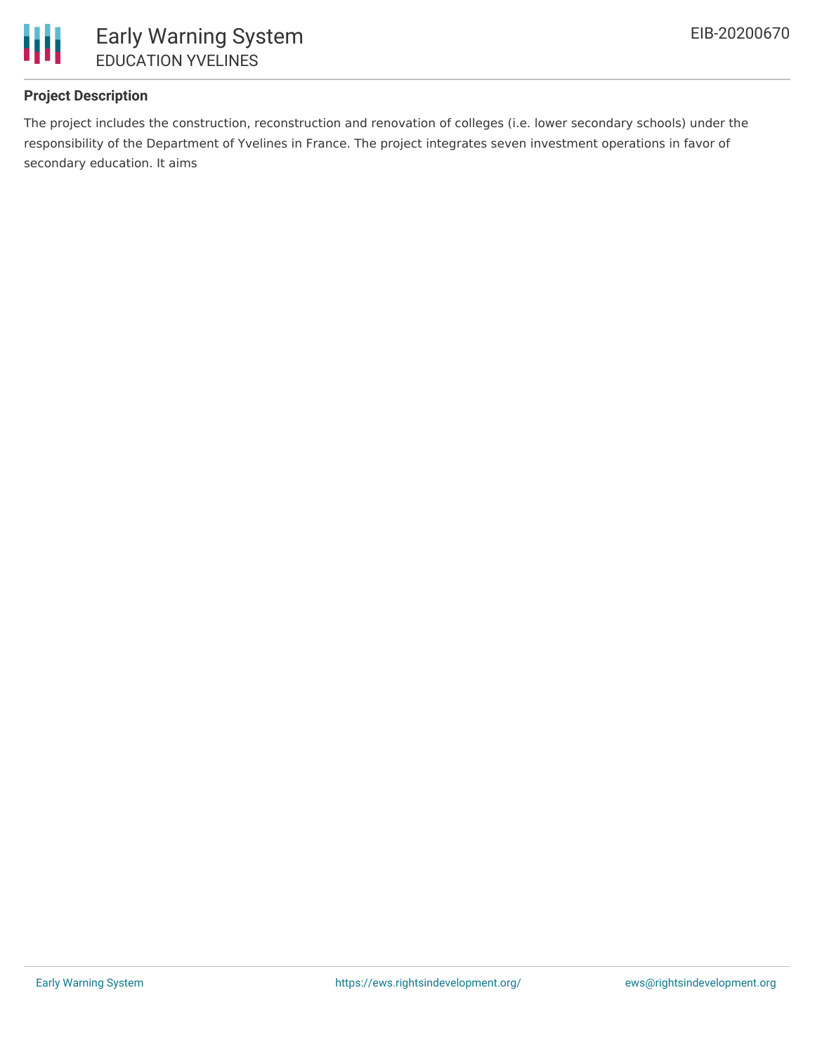## Project Description

The project includes the construction, reconstruction and renovation of colleges (i.e. lower secondary schools) under the responsibility of the Department of Yvelines in France. The project integrates seven investment operations in favor of secondary education. It aims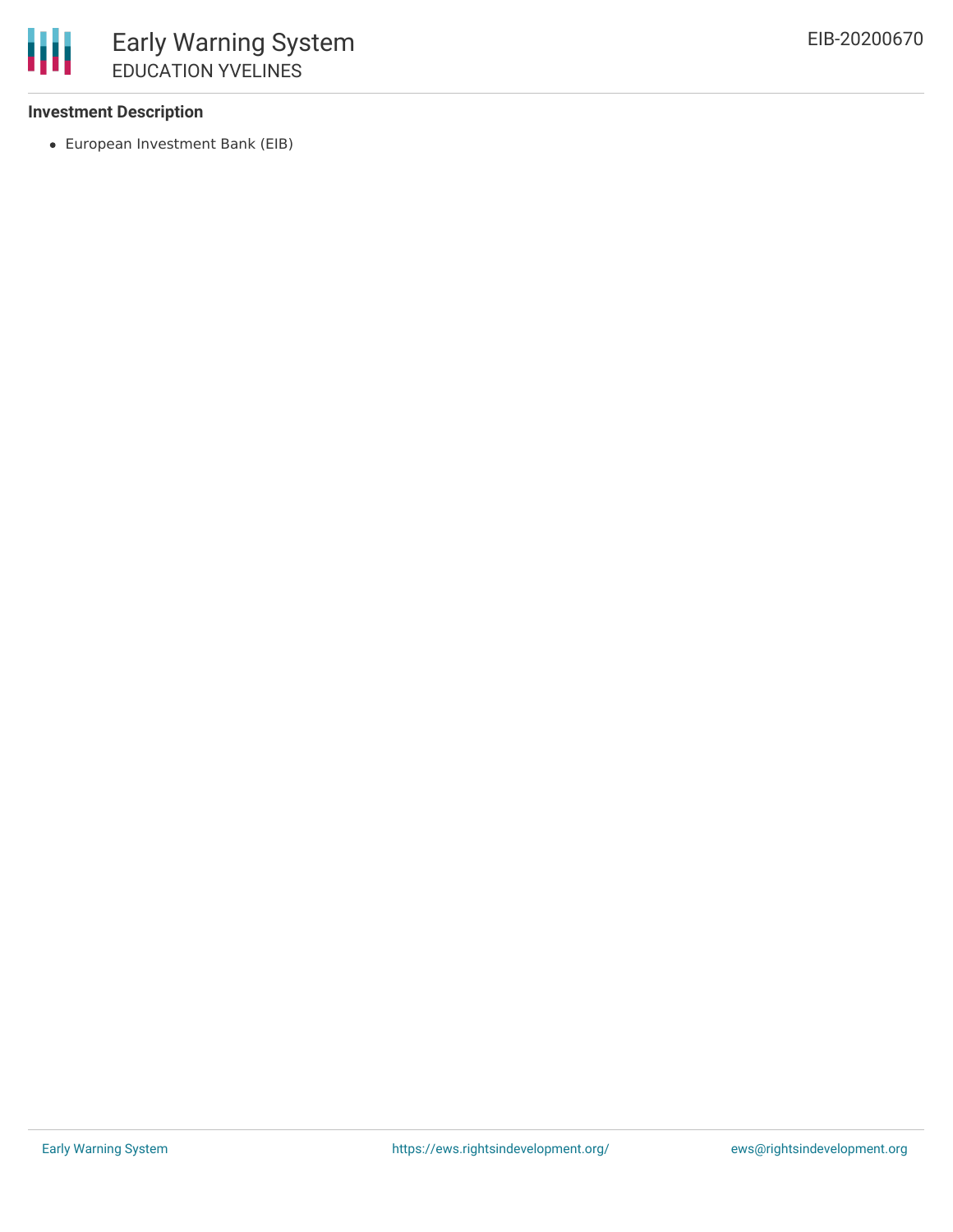### Investment Description

- European Investment Bank (EIB)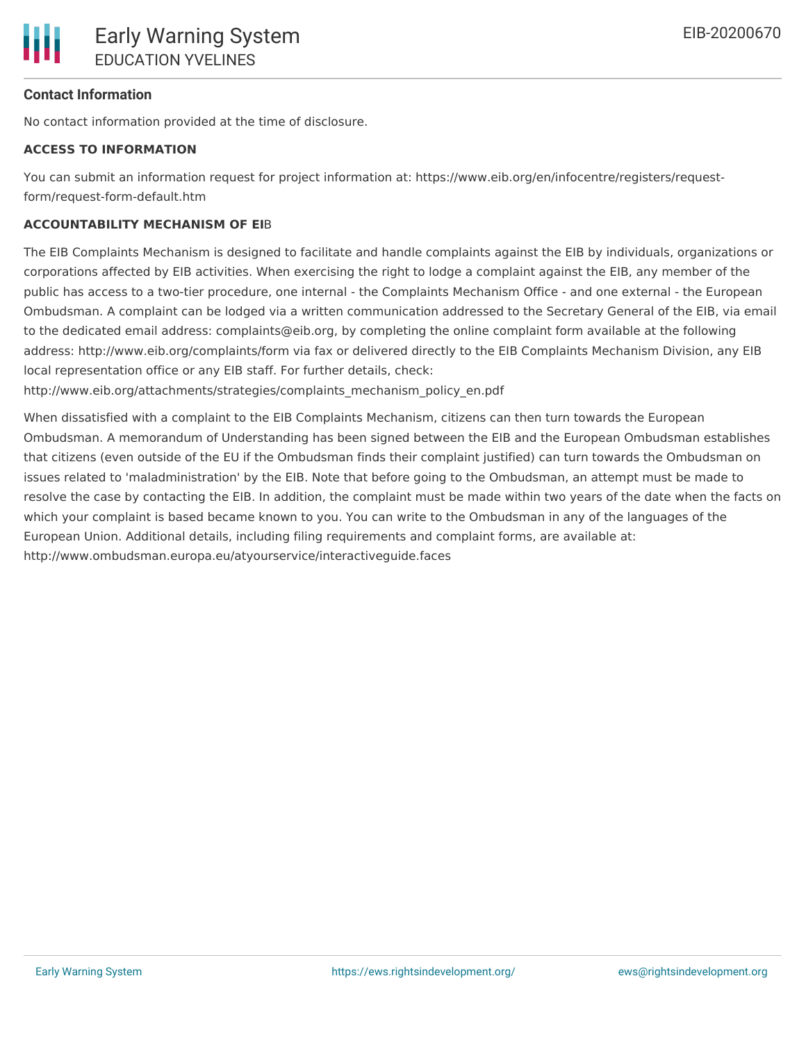#### Contact Information

No contact information provided at the time of disclosure.

**ACCESS TO INFORMATION**

You can submit an information request for project information at: https://www.eib.org/en/infocentre/registers/request-form/request-form-default.htm

**ACCOUNTABILITY MECHANISM OF EIB**

The EIB Complaints Mechanism is designed to facilitate and handle complaints against the EIB by individuals, organizations or corporations affected by EIB activities. When exercising the right to lodge a complaint against the EIB, any member of the public has access to a two-tier procedure, one internal - the Complaints Mechanism Office - and one external - the European Ombudsman. A complaint can be lodged via a written communication addressed to the Secretary General of the EIB, via email to the dedicated email address: complaints@eib.org, by completing the online complaint form available at the following address: http://www.eib.org/complaints/form via fax or delivered directly to the EIB Complaints Mechanism Division, any EIB local representation office or any EIB staff. For further details, check: http://www.eib.org/attachments/strategies/complaints_mechanism_policy_en.pdf

When dissatisfied with a complaint to the EIB Complaints Mechanism, citizens can then turn towards the European Ombudsman. A memorandum of Understanding has been signed between the EIB and the European Ombudsman establishes that citizens (even outside of the EU if the Ombudsman finds their complaint justified) can turn towards the Ombudsman on issues related to 'maladministration' by the EIB. Note that before going to the Ombudsman, an attempt must be made to resolve the case by contacting the EIB. In addition, the complaint must be made within two years of the date when the facts on which your complaint is based became known to you. You can write to the Ombudsman in any of the languages of the European Union. Additional details, including filing requirements and complaint forms, are available at: http://www.ombudsman.europa.eu/atyourservice/interactiveguide.faces